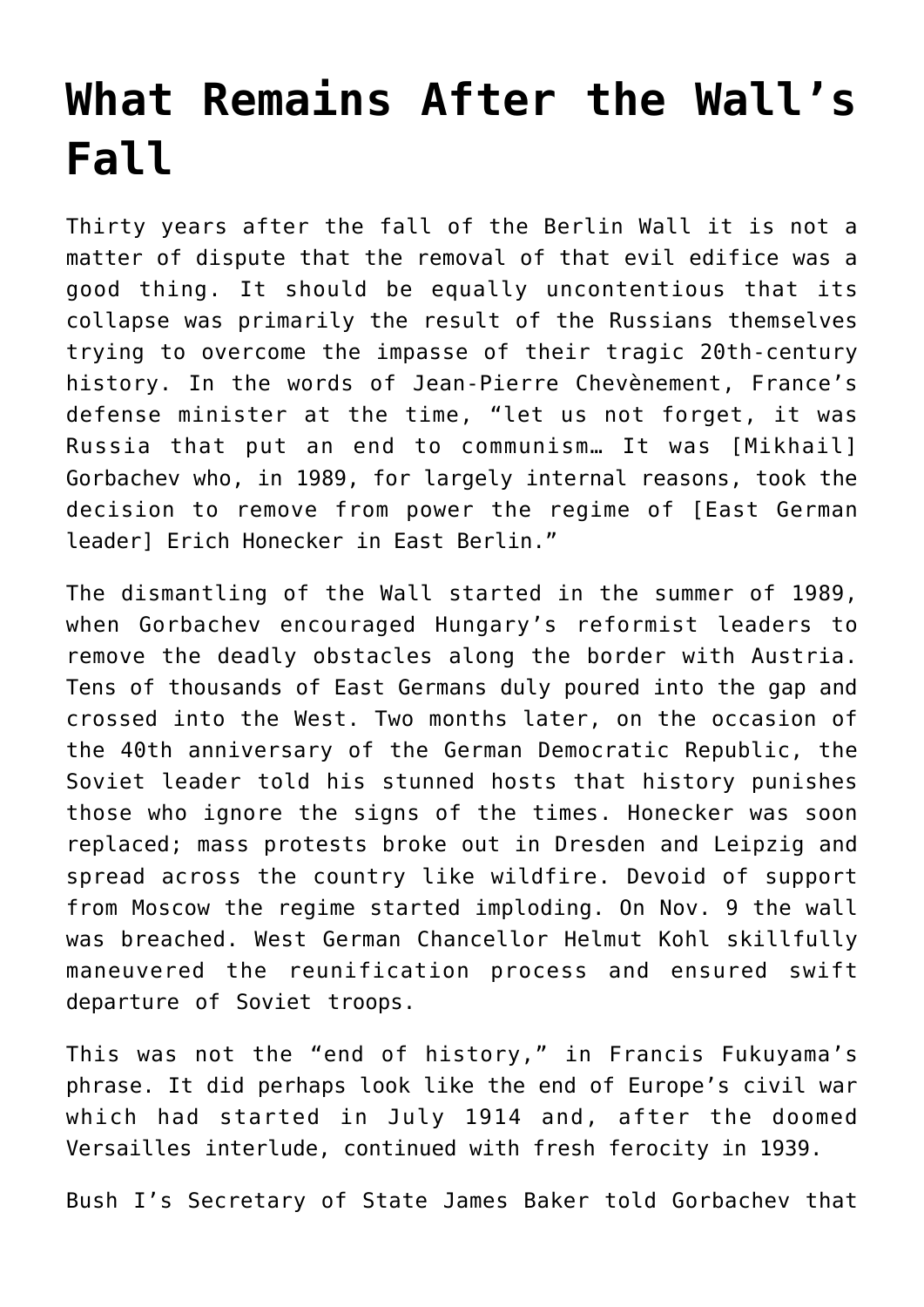# What Remains After the Wall's Fall

Thirty years after the fall of the Berlin Wall it is not a matter of dispute that the removal of that evil edifice was a good thing. It should be equally uncontentious that its collapse was primarily the result of the Russians themselves trying to overcome the impasse of their tragic 20th-century history. In the words of Jean-Pierre Chevènement, France's defense minister at the time, "let us not forget, it was Russia that put an end to communism… It was [Mikhail] Gorbachev who, in 1989, for largely internal reasons, took the decision to remove from power the regime of [East German leader] Erich Honecker in East Berlin."

The dismantling of the Wall started in the summer of 1989, when Gorbachev encouraged Hungary's reformist leaders to remove the deadly obstacles along the border with Austria. Tens of thousands of East Germans duly poured into the gap and crossed into the West. Two months later, on the occasion of the 40th anniversary of the German Democratic Republic, the Soviet leader told his stunned hosts that history punishes those who ignore the signs of the times. Honecker was soon replaced; mass protests broke out in Dresden and Leipzig and spread across the country like wildfire. Devoid of support from Moscow the regime started imploding. On Nov. 9 the wall was breached. West German Chancellor Helmut Kohl skillfully maneuvered the reunification process and ensured swift departure of Soviet troops.

This was not the "end of history," in Francis Fukuyama's phrase. It did perhaps look like the end of Europe's civil war which had started in July 1914 and, after the doomed Versailles interlude, continued with fresh ferocity in 1939.

Bush I's Secretary of State James Baker told Gorbachev that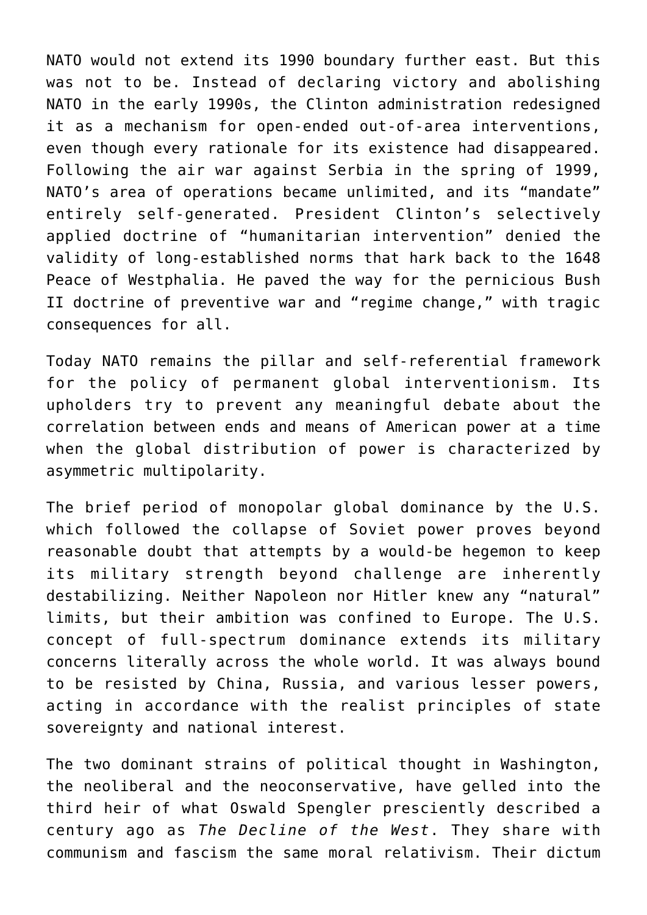NATO would not extend its 1990 boundary further east. But this was not to be. Instead of declaring victory and abolishing NATO in the early 1990s, the Clinton administration redesigned it as a mechanism for open-ended out-of-area interventions, even though every rationale for its existence had disappeared. Following the air war against Serbia in the spring of 1999, NATO's area of operations became unlimited, and its "mandate" entirely self-generated. President Clinton's selectively applied doctrine of "humanitarian intervention" denied the validity of long-established norms that hark back to the 1648 Peace of Westphalia. He paved the way for the pernicious Bush II doctrine of preventive war and "regime change," with tragic consequences for all.

Today NATO remains the pillar and self-referential framework for the policy of permanent global interventionism. Its upholders try to prevent any meaningful debate about the correlation between ends and means of American power at a time when the global distribution of power is characterized by asymmetric multipolarity.

The brief period of monopolar global dominance by the U.S. which followed the collapse of Soviet power proves beyond reasonable doubt that attempts by a would-be hegemon to keep its military strength beyond challenge are inherently destabilizing. Neither Napoleon nor Hitler knew any "natural" limits, but their ambition was confined to Europe. The U.S. concept of full-spectrum dominance extends its military concerns literally across the whole world. It was always bound to be resisted by China, Russia, and various lesser powers, acting in accordance with the realist principles of state sovereignty and national interest.

The two dominant strains of political thought in Washington, the neoliberal and the neoconservative, have gelled into the third heir of what Oswald Spengler presciently described a century ago as *The Decline of the West*. They share with communism and fascism the same moral relativism. Their dictum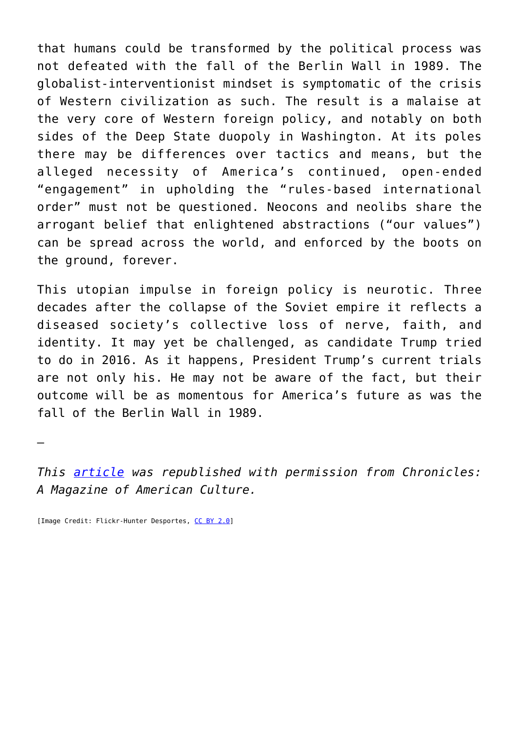that humans could be transformed by the political process was not defeated with the fall of the Berlin Wall in 1989. The globalist-interventionist mindset is symptomatic of the crisis of Western civilization as such. The result is a malaise at the very core of Western foreign policy, and notably on both sides of the Deep State duopoly in Washington. At its poles there may be differences over tactics and means, but the alleged necessity of America's continued, open-ended "engagement" in upholding the "rules-based international order" must not be questioned. Neocons and neolibs share the arrogant belief that enlightened abstractions ("our values") can be spread across the world, and enforced by the boots on the ground, forever.

This utopian impulse in foreign policy is neurotic. Three decades after the collapse of the Soviet empire it reflects a diseased society's collective loss of nerve, faith, and identity. It may yet be challenged, as candidate Trump tried to do in 2016. As it happens, President Trump's current trials are not only his. He may not be aware of the fact, but their outcome will be as momentous for America's future as was the fall of the Berlin Wall in 1989.

—

*This article was republished with permission from Chronicles: A Magazine of American Culture.*

[Image Credit: Flickr-Hunter Desportes, CC BY 2.0]